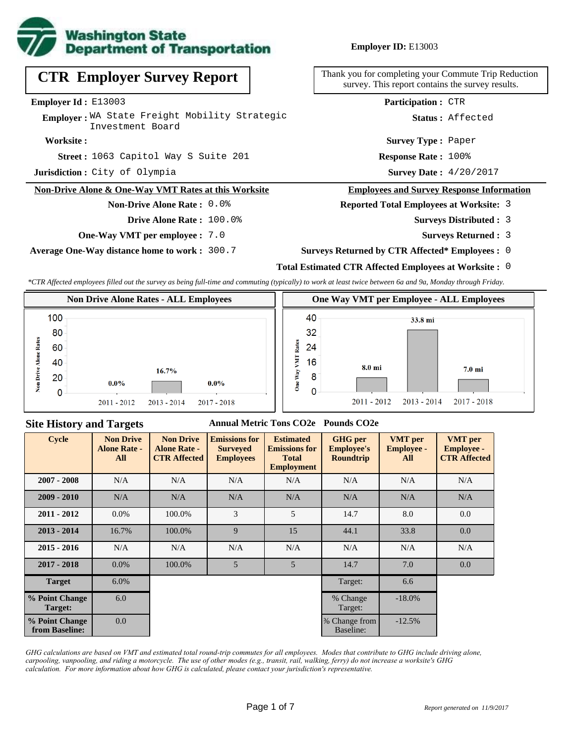**Washington State Department of Transportation**

**Employer ID:** E13003

# CTR Employer Survey Report

Thank you for completing your Commute Trip Reduction survey. This report contains the survey results.

**Employer Id :** E13003

**Employer :** WA State Freight Mobility Strategic Investment Board

**Worksite :**

**Street :** 1063 Capitol Way S Suite 201

**Jurisdiction :** City of Olympia

**Participation :** CTR

**Status :** Affected

**Survey Type :** Paper

**Response Rate :** 100%

**Survey Date :** 4/20/2017

## Non-Drive Alone & One-Way VMT Rates at this Worksite

**Non-Drive Alone Rate :** 0.0%

**Drive Alone Rate :** 100.0%

**One-Way VMT per employee :** 7.0

**Average One-Way distance home to work :** 300.7

## Employees and Survey Response Information

**Reported Total Employees at Worksite:** 3

**Surveys Distributed :** 3

**Surveys Returned :** 3

**Surveys Returned by CTR Affected* Employees :** 0

**Total Estimated CTR Affected Employees at Worksite :** 0

*\*CTR Affected employees filled out the survey as being full-time and commuting (typically) to work at least twice between 6a and 9a, Monday through Friday.*

### Non Drive Alone Rates - ALL Employees

| Cycle | Non Drive Alone Rate |
|---|---|
| 2011 - 2012 | 0.0% |
| 2013 - 2014 | 16.7% |
| 2017 - 2018 | 0.0% |

### One Way VMT per Employee - ALL Employees

| Cycle | One Way VMT |
|---|---|
| 2011 - 2012 | 8.0 mi |
| 2013 - 2014 | 33.8 mi |
| 2017 - 2018 | 7.0 mi |

## Site History and Targets

Annual Metric Tons CO2e    Pounds CO2e

| Cycle | Non Drive Alone Rate - All | Non Drive Alone Rate - CTR Affected | Emissions for Surveyed Employees | Estimated Emissions for Total Employment | GHG per Employee's Roundtrip | VMT per Employee - All | VMT per Employee - CTR Affected |
|---|---|---|---|---|---|---|---|
| 2007 - 2008 | N/A | N/A | N/A | N/A | N/A | N/A | N/A |
| 2009 - 2010 | N/A | N/A | N/A | N/A | N/A | N/A | N/A |
| 2011 - 2012 | 0.0% | 100.0% | 3 | 5 | 14.7 | 8.0 | 0.0 |
| 2013 - 2014 | 16.7% | 100.0% | 9 | 15 | 44.1 | 33.8 | 0.0 |
| 2015 - 2016 | N/A | N/A | N/A | N/A | N/A | N/A | N/A |
| 2017 - 2018 | 0.0% | 100.0% | 5 | 5 | 14.7 | 7.0 | 0.0 |
| Target | 6.0% | | | | Target: | 6.6 | |
| % Point Change Target: | 6.0 | | | | % Change Target: | -18.0% | |
| % Point Change from Baseline: | 0.0 | | | | % Change from Baseline: | -12.5% | |

*GHG calculations are based on VMT and estimated total round-trip commutes for all employees. Modes that contribute to GHG include driving alone, carpooling, vanpooling, and riding a motorcycle. The use of other modes (e.g., transit, rail, walking, ferry) do not increase a worksite's GHG calculation. For more information about how GHG is calculated, please contact your jurisdiction's representative.*

*Report generated on 11/9/2017*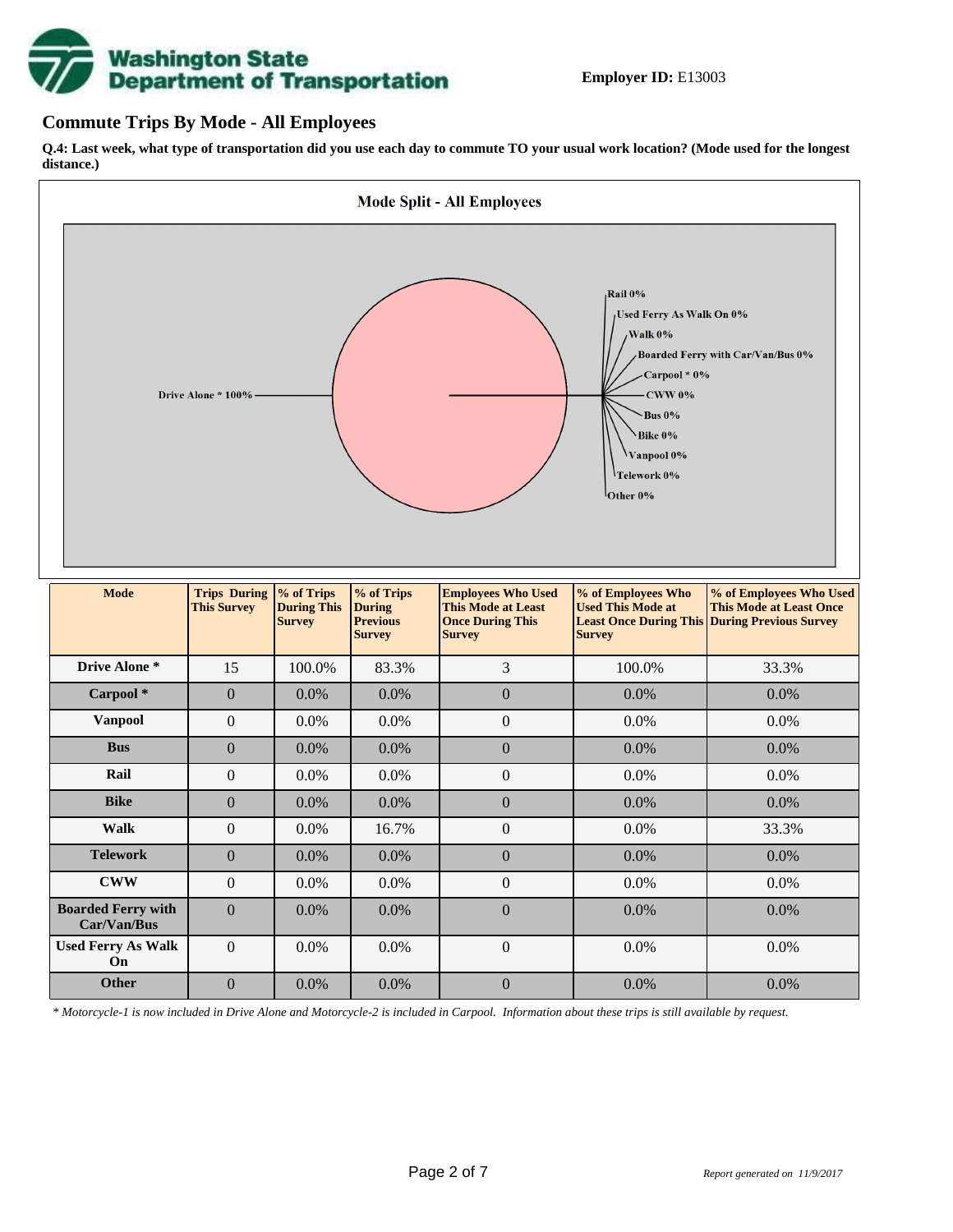**Employer ID:** E13003

## Commute Trips By Mode - All Employees

**Q.4: Last week, what type of transportation did you use each day to commute TO your usual work location? (Mode used for the longest distance.)**

**Mode Split - All Employees**

Drive Alone * 100%
Rail 0%
Used Ferry As Walk On 0%
Walk 0%
Boarded Ferry with Car/Van/Bus 0%
Carpool * 0%
CWW 0%
Bus 0%
Bike 0%
Vanpool 0%
Telework 0%
Other 0%

| Mode | Trips During This Survey | % of Trips During This Survey | % of Trips During Previous Survey | Employees Who Used This Mode at Least Once During This Survey | % of Employees Who Used This Mode at Least Once During This Survey | % of Employees Who Used This Mode at Least Once During Previous Survey |
|---|---|---|---|---|---|---|
| Drive Alone * | 15 | 100.0% | 83.3% | 3 | 100.0% | 33.3% |
| Carpool * | 0 | 0.0% | 0.0% | 0 | 0.0% | 0.0% |
| Vanpool | 0 | 0.0% | 0.0% | 0 | 0.0% | 0.0% |
| Bus | 0 | 0.0% | 0.0% | 0 | 0.0% | 0.0% |
| Rail | 0 | 0.0% | 0.0% | 0 | 0.0% | 0.0% |
| Bike | 0 | 0.0% | 0.0% | 0 | 0.0% | 0.0% |
| Walk | 0 | 0.0% | 16.7% | 0 | 0.0% | 33.3% |
| Telework | 0 | 0.0% | 0.0% | 0 | 0.0% | 0.0% |
| CWW | 0 | 0.0% | 0.0% | 0 | 0.0% | 0.0% |
| Boarded Ferry with Car/Van/Bus | 0 | 0.0% | 0.0% | 0 | 0.0% | 0.0% |
| Used Ferry As Walk On | 0 | 0.0% | 0.0% | 0 | 0.0% | 0.0% |
| Other | 0 | 0.0% | 0.0% | 0 | 0.0% | 0.0% |

*\* Motorcycle-1 is now included in Drive Alone and Motorcycle-2 is included in Carpool. Information about these trips is still available by request.*

*Report generated on 11/9/2017*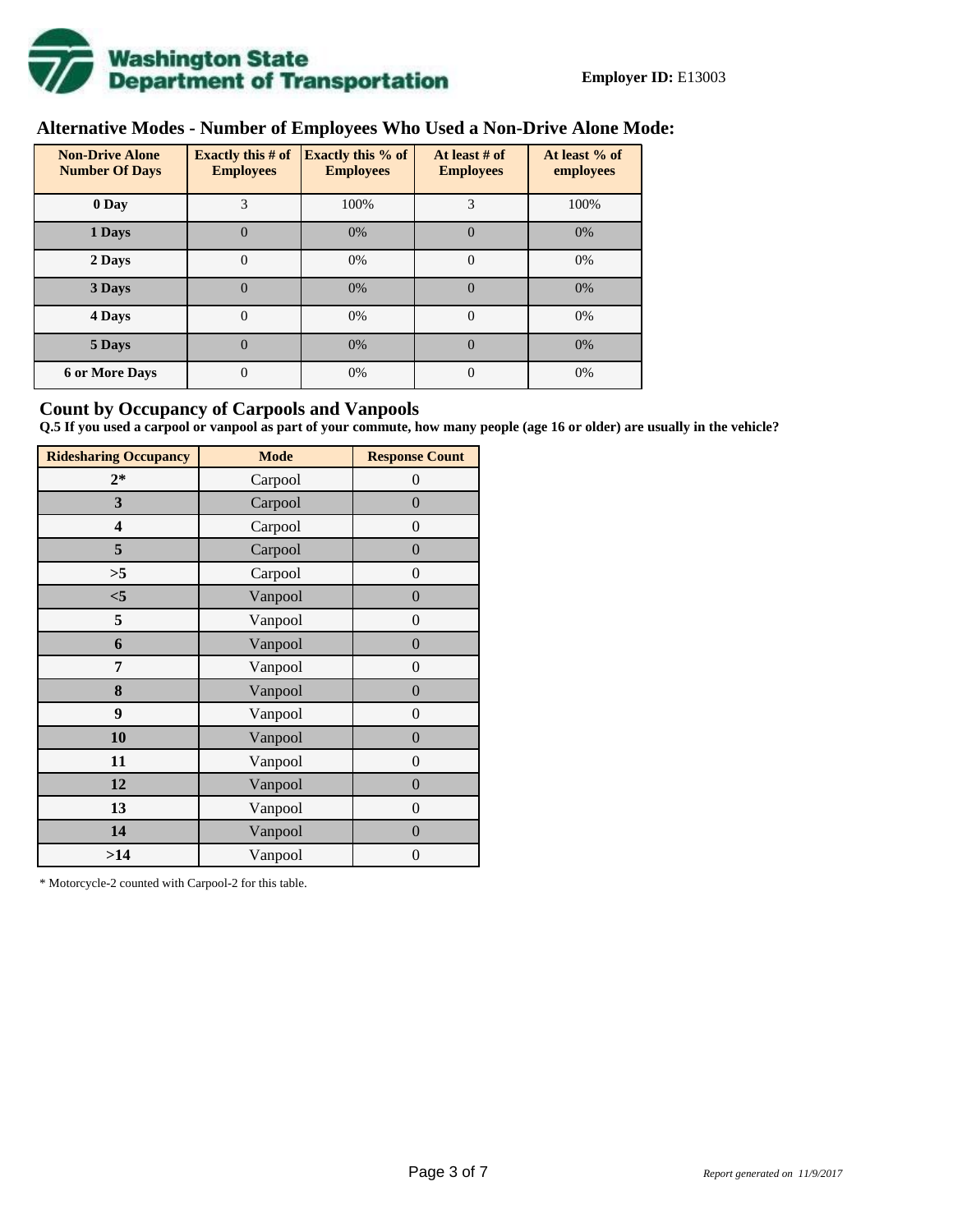**Washington State Department of Transportation**

**Employer ID:** E13003

## Alternative Modes - Number of Employees Who Used a Non-Drive Alone Mode:

| Non-Drive Alone Number Of Days | Exactly this # of Employees | Exactly this % of Employees | At least # of Employees | At least % of employees |
|---|---|---|---|---|
| 0 Day | 3 | 100% | 3 | 100% |
| 1 Days | 0 | 0% | 0 | 0% |
| 2 Days | 0 | 0% | 0 | 0% |
| 3 Days | 0 | 0% | 0 | 0% |
| 4 Days | 0 | 0% | 0 | 0% |
| 5 Days | 0 | 0% | 0 | 0% |
| 6 or More Days | 0 | 0% | 0 | 0% |

## Count by Occupancy of Carpools and Vanpools

**Q.5 If you used a carpool or vanpool as part of your commute, how many people (age 16 or older) are usually in the vehicle?**

| Ridesharing Occupancy | Mode | Response Count |
|---|---|---|
| 2* | Carpool | 0 |
| 3 | Carpool | 0 |
| 4 | Carpool | 0 |
| 5 | Carpool | 0 |
| >5 | Carpool | 0 |
| <5 | Vanpool | 0 |
| 5 | Vanpool | 0 |
| 6 | Vanpool | 0 |
| 7 | Vanpool | 0 |
| 8 | Vanpool | 0 |
| 9 | Vanpool | 0 |
| 10 | Vanpool | 0 |
| 11 | Vanpool | 0 |
| 12 | Vanpool | 0 |
| 13 | Vanpool | 0 |
| 14 | Vanpool | 0 |
| >14 | Vanpool | 0 |

* Motorcycle-2 counted with Carpool-2 for this table.

*Report generated on 11/9/2017*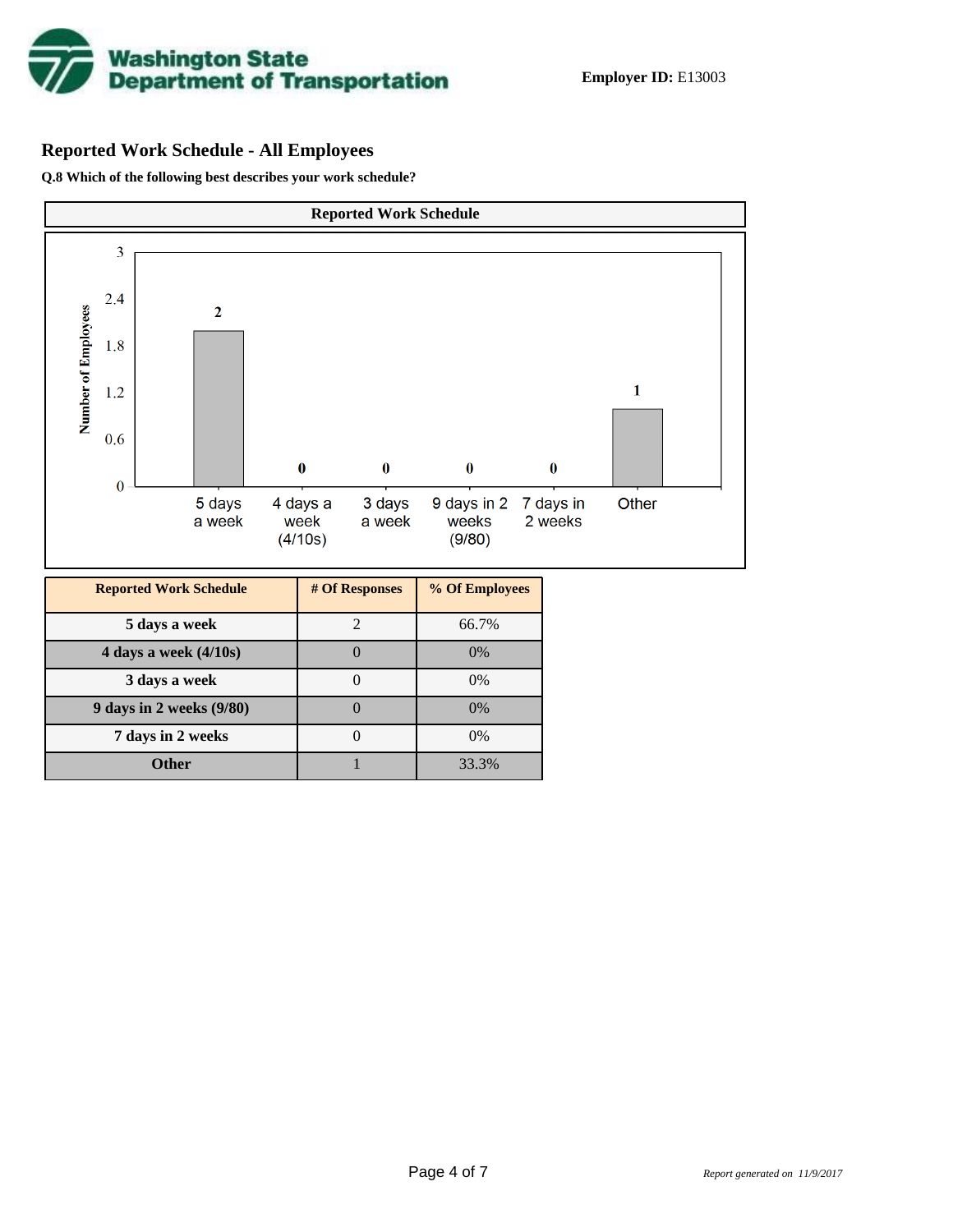**Employer ID:** E13003

## Reported Work Schedule - All Employees

**Q.8 Which of the following best describes your work schedule?**

| Reported Work Schedule | # Of Responses | % Of Employees |
|---|---|---|
| 5 days a week | 2 | 66.7% |
| 4 days a week (4/10s) | 0 | 0% |
| 3 days a week | 0 | 0% |
| 9 days in 2 weeks (9/80) | 0 | 0% |
| 7 days in 2 weeks | 0 | 0% |
| Other | 1 | 33.3% |

*Report generated on 11/9/2017*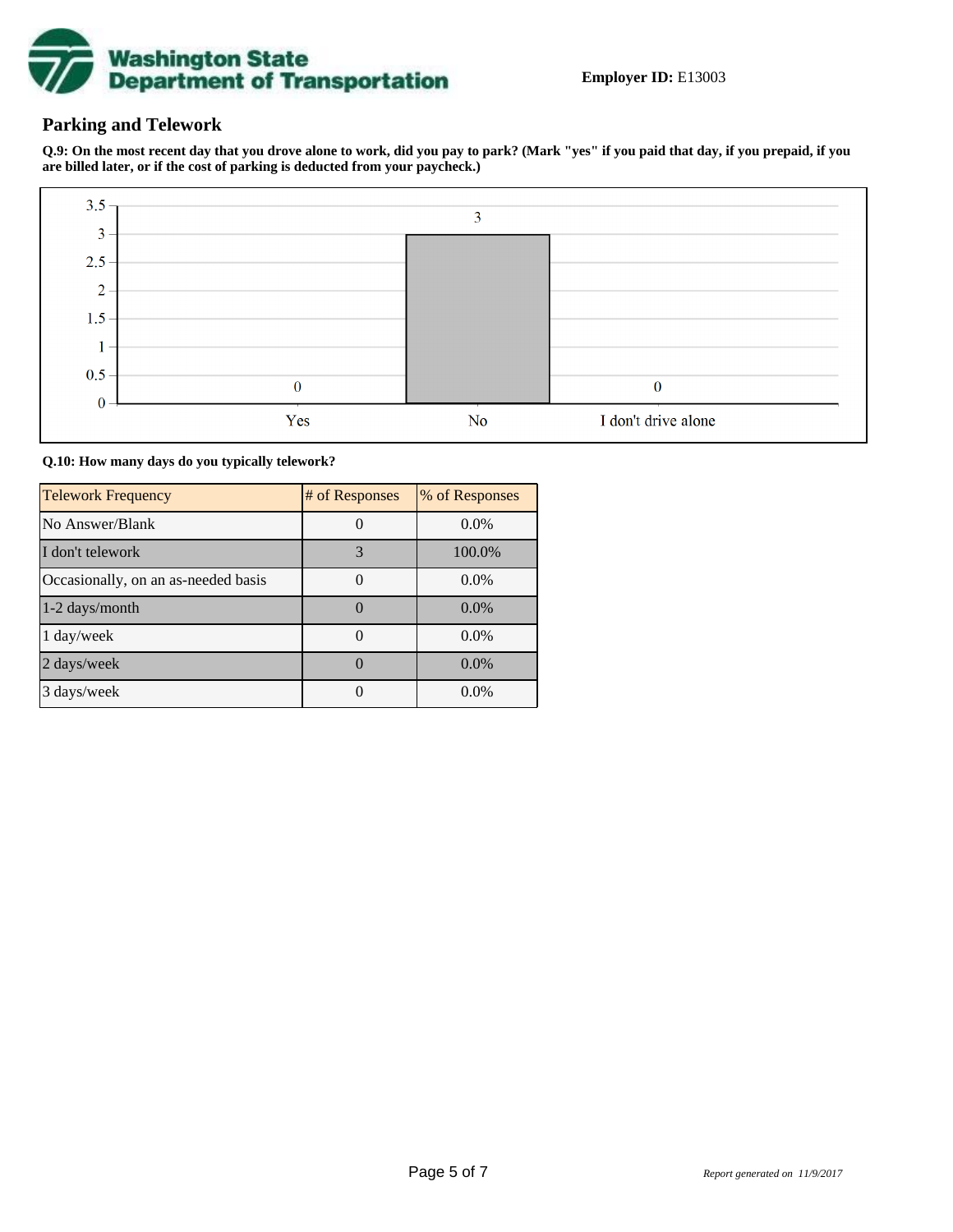**Employer ID:** E13003

## Parking and Telework

**Q.9: On the most recent day that you drove alone to work, did you pay to park? (Mark "yes" if you paid that day, if you prepaid, if you are billed later, or if the cost of parking is deducted from your paycheck.)**

| Response | Count |
|---|---|
| Yes | 0 |
| No | 3 |
| I don't drive alone | 0 |

**Q.10: How many days do you typically telework?**

| Telework Frequency | # of Responses | % of Responses |
|---|---|---|
| No Answer/Blank | 0 | 0.0% |
| I don't telework | 3 | 100.0% |
| Occasionally, on an as-needed basis | 0 | 0.0% |
| 1-2 days/month | 0 | 0.0% |
| 1 day/week | 0 | 0.0% |
| 2 days/week | 0 | 0.0% |
| 3 days/week | 0 | 0.0% |

*Report generated on 11/9/2017*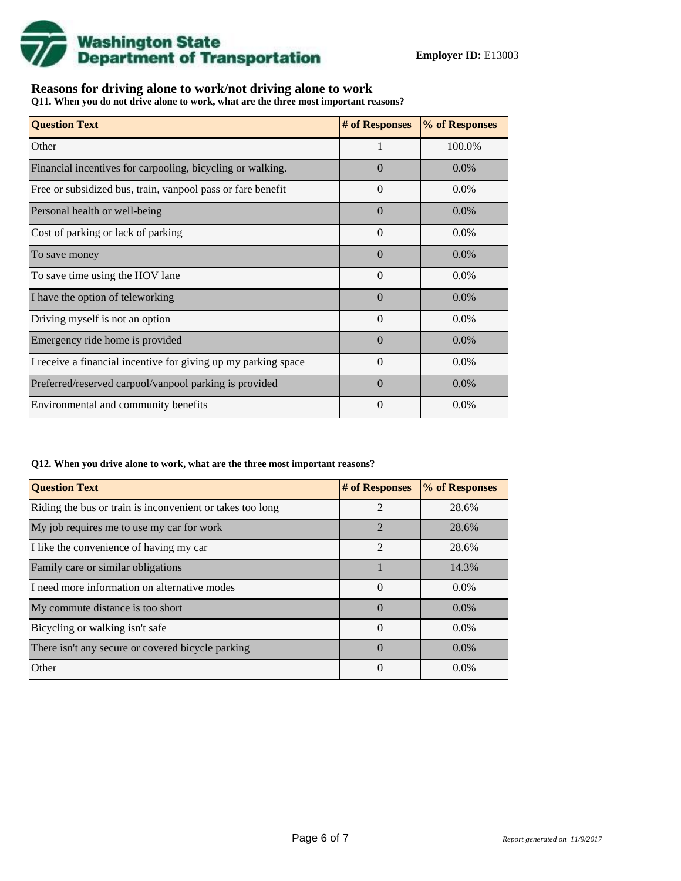**Employer ID:** E13003

## Reasons for driving alone to work/not driving alone to work

**Q11. When you do not drive alone to work, what are the three most important reasons?**

| Question Text | # of Responses | % of Responses |
|---|---|---|
| Other | 1 | 100.0% |
| Financial incentives for carpooling, bicycling or walking. | 0 | 0.0% |
| Free or subsidized bus, train, vanpool pass or fare benefit | 0 | 0.0% |
| Personal health or well-being | 0 | 0.0% |
| Cost of parking or lack of parking | 0 | 0.0% |
| To save money | 0 | 0.0% |
| To save time using the HOV lane | 0 | 0.0% |
| I have the option of teleworking | 0 | 0.0% |
| Driving myself is not an option | 0 | 0.0% |
| Emergency ride home is provided | 0 | 0.0% |
| I receive a financial incentive for giving up my parking space | 0 | 0.0% |
| Preferred/reserved carpool/vanpool parking is provided | 0 | 0.0% |
| Environmental and community benefits | 0 | 0.0% |

**Q12. When you drive alone to work, what are the three most important reasons?**

| Question Text | # of Responses | % of Responses |
|---|---|---|
| Riding the bus or train is inconvenient or takes too long | 2 | 28.6% |
| My job requires me to use my car for work | 2 | 28.6% |
| I like the convenience of having my car | 2 | 28.6% |
| Family care or similar obligations | 1 | 14.3% |
| I need more information on alternative modes | 0 | 0.0% |
| My commute distance is too short | 0 | 0.0% |
| Bicycling or walking isn't safe | 0 | 0.0% |
| There isn't any secure or covered bicycle parking | 0 | 0.0% |
| Other | 0 | 0.0% |

*Report generated on 11/9/2017*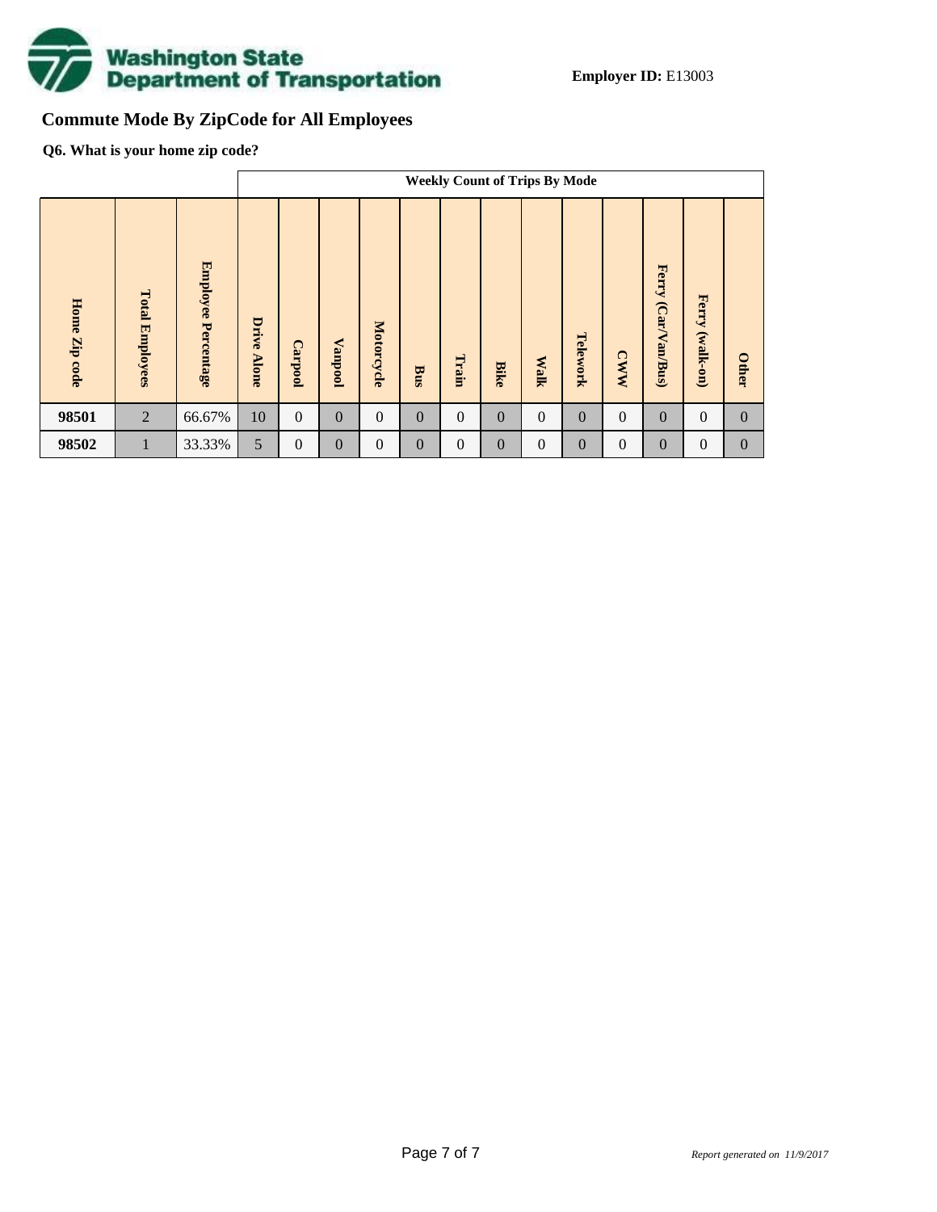**Employer ID:** E13003

## Commute Mode By ZipCode for All Employees

**Q6. What is your home zip code?**

| | | | Weekly Count of Trips By Mode | | | | | | | | | | | | | |
|---|---|---|---|---|---|---|---|---|---|---|---|---|---|---|---|---|
| **Home Zip code** | **Total Employees** | **Employee Percentage** | **Drive Alone** | **Carpool** | **Vanpool** | **Motorcycle** | **Bus** | **Train** | **Bike** | **Walk** | **Telework** | **CWW** | **Ferry (Car/Van/Bus)** | **Ferry (walk-on)** | **Other** |
| **98501** | 2 | 66.67% | 10 | 0 | 0 | 0 | 0 | 0 | 0 | 0 | 0 | 0 | 0 | 0 | 0 |
| **98502** | 1 | 33.33% | 5 | 0 | 0 | 0 | 0 | 0 | 0 | 0 | 0 | 0 | 0 | 0 | 0 |

*Report generated on 11/9/2017*